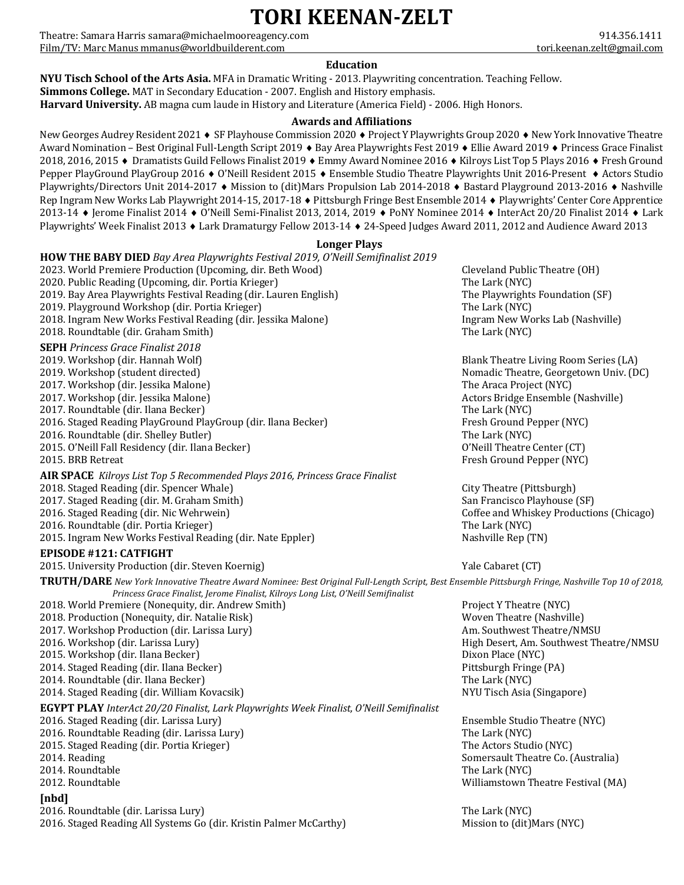# TORI KEENAN-ZELT

Theatre: Samara Harris samara@michaelmooreagency.com 914.356.1411
Film/TV: Marc Manus mmanus@worldbuilderent.com tori.keenan.zelt@gmail.com

## Education

**NYU Tisch School of the Arts Asia.** MFA in Dramatic Writing - 2013. Playwriting concentration. Teaching Fellow.
**Simmons College.** MAT in Secondary Education - 2007. English and History emphasis.
**Harvard University.** AB magna cum laude in History and Literature (America Field) - 2006. High Honors.

## Awards and Affiliations

New Georges Audrey Resident 2021 ♦ SF Playhouse Commission 2020 ♦ Project Y Playwrights Group 2020 ♦ New York Innovative Theatre Award Nomination – Best Original Full-Length Script 2019 ♦ Bay Area Playwrights Fest 2019 ♦ Ellie Award 2019 ♦ Princess Grace Finalist 2018, 2016, 2015 ♦ Dramatists Guild Fellows Finalist 2019 ♦ Emmy Award Nominee 2016 ♦ Kilroys List Top 5 Plays 2016 ♦ Fresh Ground Pepper PlayGround PlayGroup 2016 ♦ O'Neill Resident 2015 ♦ Ensemble Studio Theatre Playwrights Unit 2016-Present ♦ Actors Studio Playwrights/Directors Unit 2014-2017 ♦ Mission to (dit)Mars Propulsion Lab 2014-2018 ♦ Bastard Playground 2013-2016 ♦ Nashville Rep Ingram New Works Lab Playwright 2014-15, 2017-18 ♦ Pittsburgh Fringe Best Ensemble 2014 ♦ Playwrights' Center Core Apprentice 2013-14 ♦ Jerome Finalist 2014 ♦ O'Neill Semi-Finalist 2013, 2014, 2019 ♦ PoNY Nominee 2014 ♦ InterAct 20/20 Finalist 2014 ♦ Lark Playwrights' Week Finalist 2013 ♦ Lark Dramaturgy Fellow 2013-14 ♦ 24-Speed Judges Award 2011, 2012 and Audience Award 2013

## Longer Plays

**HOW THE BABY DIED** *Bay Area Playwrights Festival 2019, O'Neill Semifinalist 2019*
2023. World Premiere Production (Upcoming, dir. Beth Wood) — Cleveland Public Theatre (OH)
2020. Public Reading (Upcoming, dir. Portia Krieger) — The Lark (NYC)
2019. Bay Area Playwrights Festival Reading (dir. Lauren English) — The Playwrights Foundation (SF)
2019. Playground Workshop (dir. Portia Krieger) — The Lark (NYC)
2018. Ingram New Works Festival Reading (dir. Jessika Malone) — Ingram New Works Lab (Nashville)
2018. Roundtable (dir. Graham Smith) — The Lark (NYC)

**SEPH** *Princess Grace Finalist 2018*
2019. Workshop (dir. Hannah Wolf) — Blank Theatre Living Room Series (LA)
2019. Workshop (student directed) — Nomadic Theatre, Georgetown Univ. (DC)
2017. Workshop (dir. Jessika Malone) — The Araca Project (NYC)
2017. Workshop (dir. Jessika Malone) — Actors Bridge Ensemble (Nashville)
2017. Roundtable (dir. Ilana Becker) — The Lark (NYC)
2016. Staged Reading PlayGround PlayGroup (dir. Ilana Becker) — Fresh Ground Pepper (NYC)
2016. Roundtable (dir. Shelley Butler) — The Lark (NYC)
2015. O'Neill Fall Residency (dir. Ilana Becker) — O'Neill Theatre Center (CT)
2015. BRB Retreat — Fresh Ground Pepper (NYC)

**AIR SPACE** *Kilroys List Top 5 Recommended Plays 2016, Princess Grace Finalist*
2018. Staged Reading (dir. Spencer Whale) — City Theatre (Pittsburgh)
2017. Staged Reading (dir. M. Graham Smith) — San Francisco Playhouse (SF)
2016. Staged Reading (dir. Nic Wehrwein) — Coffee and Whiskey Productions (Chicago)
2016. Roundtable (dir. Portia Krieger) — The Lark (NYC)
2015. Ingram New Works Festival Reading (dir. Nate Eppler) — Nashville Rep (TN)

**EPISODE #121: CATFIGHT**
2015. University Production (dir. Steven Koernig) — Yale Cabaret (CT)

**TRUTH/DARE** *New York Innovative Theatre Award Nominee: Best Original Full-Length Script, Best Ensemble Pittsburgh Fringe, Nashville Top 10 of 2018, Princess Grace Finalist, Jerome Finalist, Kilroys Long List, O'Neill Semifinalist*
2018. World Premiere (Nonequity, dir. Andrew Smith) — Project Y Theatre (NYC)
2018. Production (Nonequity, dir. Natalie Risk) — Woven Theatre (Nashville)
2017. Workshop Production (dir. Larissa Lury) — Am. Southwest Theatre/NMSU
2016. Workshop (dir. Larissa Lury) — High Desert, Am. Southwest Theatre/NMSU
2015. Workshop (dir. Ilana Becker) — Dixon Place (NYC)
2014. Staged Reading (dir. Ilana Becker) — Pittsburgh Fringe (PA)
2014. Roundtable (dir. Ilana Becker) — The Lark (NYC)
2014. Staged Reading (dir. William Kovacsik) — NYU Tisch Asia (Singapore)

**EGYPT PLAY** *InterAct 20/20 Finalist, Lark Playwrights Week Finalist, O'Neill Semifinalist*
2016. Staged Reading (dir. Larissa Lury) — Ensemble Studio Theatre (NYC)
2016. Roundtable Reading (dir. Larissa Lury) — The Lark (NYC)
2015. Staged Reading (dir. Portia Krieger) — The Actors Studio (NYC)
2014. Reading — Somersault Theatre Co. (Australia)
2014. Roundtable — The Lark (NYC)
2012. Roundtable — Williamstown Theatre Festival (MA)

**[nbd]**
2016. Roundtable (dir. Larissa Lury) — The Lark (NYC)
2016. Staged Reading All Systems Go (dir. Kristin Palmer McCarthy) — Mission to (dit)Mars (NYC)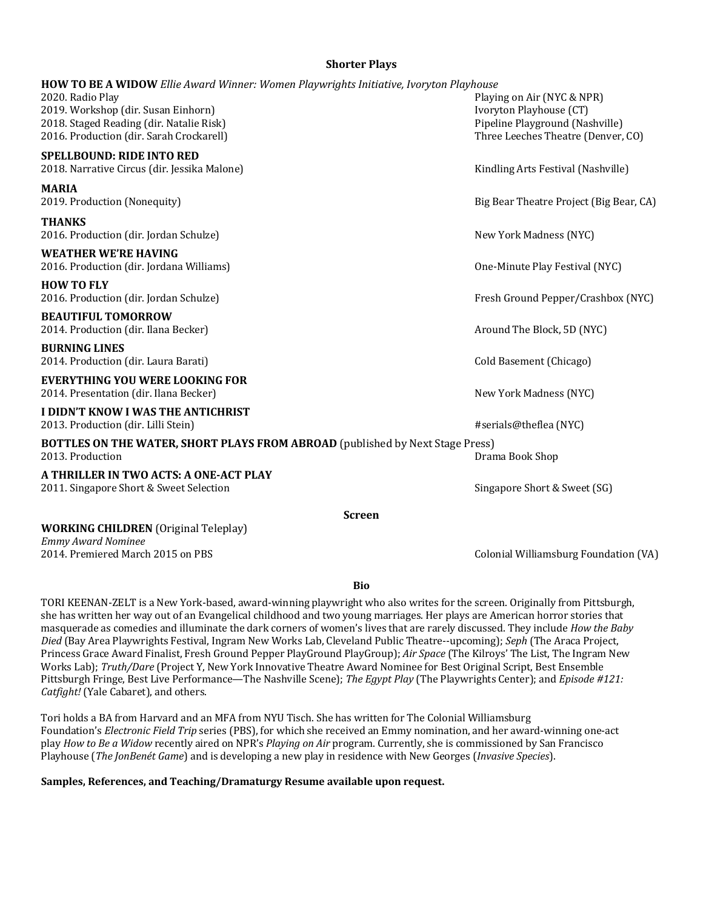## Shorter Plays

**HOW TO BE A WIDOW** *Ellie Award Winner: Women Playwrights Initiative, Ivoryton Playhouse*
2020. Radio Play — Playing on Air (NYC & NPR)
2019. Workshop (dir. Susan Einhorn) — Ivoryton Playhouse (CT)
2018. Staged Reading (dir. Natalie Risk) — Pipeline Playground (Nashville)
2016. Production (dir. Sarah Crockarell) — Three Leeches Theatre (Denver, CO)

**SPELLBOUND: RIDE INTO RED**
2018. Narrative Circus (dir. Jessika Malone) — Kindling Arts Festival (Nashville)

**MARIA**
2019. Production (Nonequity) — Big Bear Theatre Project (Big Bear, CA)

**THANKS**
2016. Production (dir. Jordan Schulze) — New York Madness (NYC)

**WEATHER WE'RE HAVING**
2016. Production (dir. Jordana Williams) — One-Minute Play Festival (NYC)

**HOW TO FLY**
2016. Production (dir. Jordan Schulze) — Fresh Ground Pepper/Crashbox (NYC)

**BEAUTIFUL TOMORROW**
2014. Production (dir. Ilana Becker) — Around The Block, 5D (NYC)

**BURNING LINES**
2014. Production (dir. Laura Barati) — Cold Basement (Chicago)

**EVERYTHING YOU WERE LOOKING FOR**
2014. Presentation (dir. Ilana Becker) — New York Madness (NYC)

**I DIDN'T KNOW I WAS THE ANTICHRIST**
2013. Production (dir. Lilli Stein) — #serials@theflea (NYC)

**BOTTLES ON THE WATER, SHORT PLAYS FROM ABROAD** (published by Next Stage Press)
2013. Production — Drama Book Shop

**A THRILLER IN TWO ACTS: A ONE-ACT PLAY**
2011. Singapore Short & Sweet Selection — Singapore Short & Sweet (SG)

## Screen

**WORKING CHILDREN** (Original Teleplay)
*Emmy Award Nominee*
2014. Premiered March 2015 on PBS — Colonial Williamsburg Foundation (VA)

## Bio

TORI KEENAN-ZELT is a New York-based, award-winning playwright who also writes for the screen. Originally from Pittsburgh, she has written her way out of an Evangelical childhood and two young marriages. Her plays are American horror stories that masquerade as comedies and illuminate the dark corners of women's lives that are rarely discussed. They include *How the Baby Died* (Bay Area Playwrights Festival, Ingram New Works Lab, Cleveland Public Theatre--upcoming); *Seph* (The Araca Project, Princess Grace Award Finalist, Fresh Ground Pepper PlayGround PlayGroup); *Air Space* (The Kilroys' The List, The Ingram New Works Lab); *Truth/Dare* (Project Y, New York Innovative Theatre Award Nominee for Best Original Script, Best Ensemble Pittsburgh Fringe, Best Live Performance—The Nashville Scene); *The Egypt Play* (The Playwrights Center); and *Episode #121: Catfight!* (Yale Cabaret), and others.

Tori holds a BA from Harvard and an MFA from NYU Tisch. She has written for The Colonial Williamsburg Foundation's *Electronic Field Trip* series (PBS), for which she received an Emmy nomination, and her award-winning one-act play *How to Be a Widow* recently aired on NPR's *Playing on Air* program. Currently, she is commissioned by San Francisco Playhouse (*The JonBenét Game*) and is developing a new play in residence with New Georges (*Invasive Species*).

**Samples, References, and Teaching/Dramaturgy Resume available upon request.**